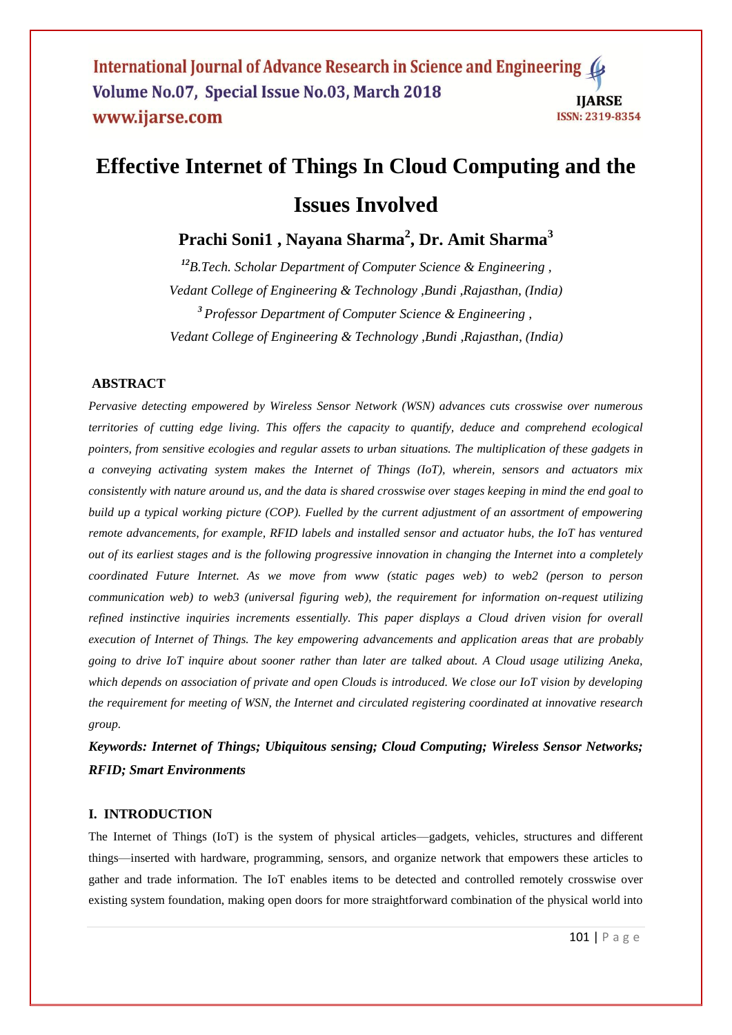# Effective Internet of Things In Cloud Computing and the Issues Involved

**Prachi Soni1 , Nayana Sharma[2], Dr. Amit Sharma[3]**

*[12]B.Tech. Scholar Department of Computer Science & Engineering ,*
*Vedant College of Engineering & Technology ,Bundi ,Rajasthan, (India)*
*[3] Professor Department of Computer Science & Engineering ,*
*Vedant College of Engineering & Technology ,Bundi ,Rajasthan, (India)*

## ABSTRACT

*Pervasive detecting empowered by Wireless Sensor Network (WSN) advances cuts crosswise over numerous territories of cutting edge living. This offers the capacity to quantify, deduce and comprehend ecological pointers, from sensitive ecologies and regular assets to urban situations. The multiplication of these gadgets in a conveying activating system makes the Internet of Things (IoT), wherein, sensors and actuators mix consistently with nature around us, and the data is shared crosswise over stages keeping in mind the end goal to build up a typical working picture (COP). Fuelled by the current adjustment of an assortment of empowering remote advancements, for example, RFID labels and installed sensor and actuator hubs, the IoT has ventured out of its earliest stages and is the following progressive innovation in changing the Internet into a completely coordinated Future Internet. As we move from www (static pages web) to web2 (person to person communication web) to web3 (universal figuring web), the requirement for information on-request utilizing refined instinctive inquiries increments essentially. This paper displays a Cloud driven vision for overall execution of Internet of Things. The key empowering advancements and application areas that are probably going to drive IoT inquire about sooner rather than later are talked about. A Cloud usage utilizing Aneka, which depends on association of private and open Clouds is introduced. We close our IoT vision by developing the requirement for meeting of WSN, the Internet and circulated registering coordinated at innovative research group.*

***Keywords: Internet of Things; Ubiquitous sensing; Cloud Computing; Wireless Sensor Networks; RFID; Smart Environments***

## I. INTRODUCTION

The Internet of Things (IoT) is the system of physical articles—gadgets, vehicles, structures and different things—inserted with hardware, programming, sensors, and organize network that empowers these articles to gather and trade information. The IoT enables items to be detected and controlled remotely crosswise over existing system foundation, making open doors for more straightforward combination of the physical world into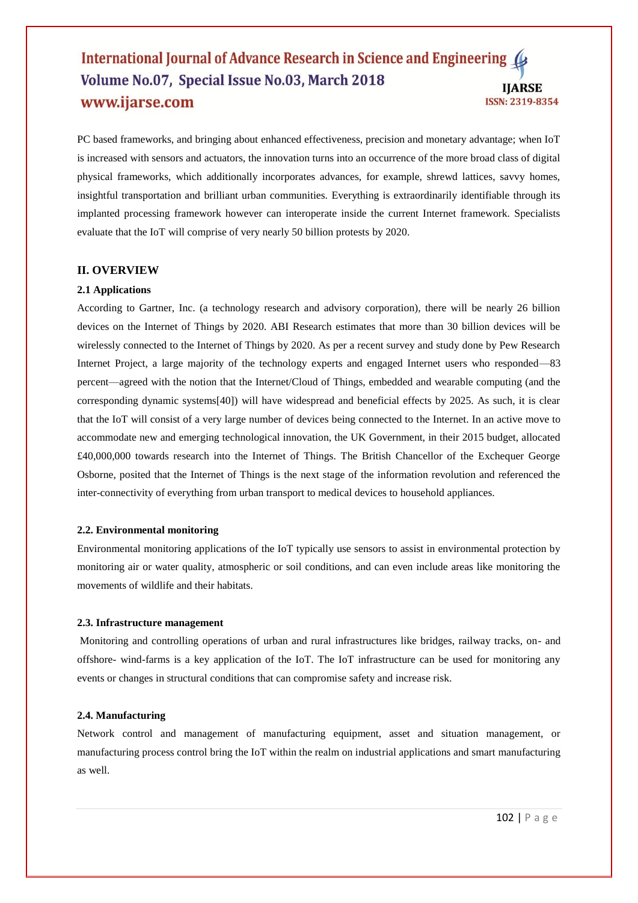PC based frameworks, and bringing about enhanced effectiveness, precision and monetary advantage; when IoT is increased with sensors and actuators, the innovation turns into an occurrence of the more broad class of digital physical frameworks, which additionally incorporates advances, for example, shrewd lattices, savvy homes, insightful transportation and brilliant urban communities. Everything is extraordinarily identifiable through its implanted processing framework however can interoperate inside the current Internet framework. Specialists evaluate that the IoT will comprise of very nearly 50 billion protests by 2020.

## II. OVERVIEW

### 2.1 Applications

According to Gartner, Inc. (a technology research and advisory corporation), there will be nearly 26 billion devices on the Internet of Things by 2020. ABI Research estimates that more than 30 billion devices will be wirelessly connected to the Internet of Things by 2020. As per a recent survey and study done by Pew Research Internet Project, a large majority of the technology experts and engaged Internet users who responded—83 percent—agreed with the notion that the Internet/Cloud of Things, embedded and wearable computing (and the corresponding dynamic systems[40]) will have widespread and beneficial effects by 2025. As such, it is clear that the IoT will consist of a very large number of devices being connected to the Internet. In an active move to accommodate new and emerging technological innovation, the UK Government, in their 2015 budget, allocated £40,000,000 towards research into the Internet of Things. The British Chancellor of the Exchequer George Osborne, posited that the Internet of Things is the next stage of the information revolution and referenced the inter-connectivity of everything from urban transport to medical devices to household appliances.

### 2.2. Environmental monitoring

Environmental monitoring applications of the IoT typically use sensors to assist in environmental protection by monitoring air or water quality, atmospheric or soil conditions, and can even include areas like monitoring the movements of wildlife and their habitats.

### 2.3. Infrastructure management

Monitoring and controlling operations of urban and rural infrastructures like bridges, railway tracks, on- and offshore- wind-farms is a key application of the IoT. The IoT infrastructure can be used for monitoring any events or changes in structural conditions that can compromise safety and increase risk.

### 2.4. Manufacturing

Network control and management of manufacturing equipment, asset and situation management, or manufacturing process control bring the IoT within the realm on industrial applications and smart manufacturing as well.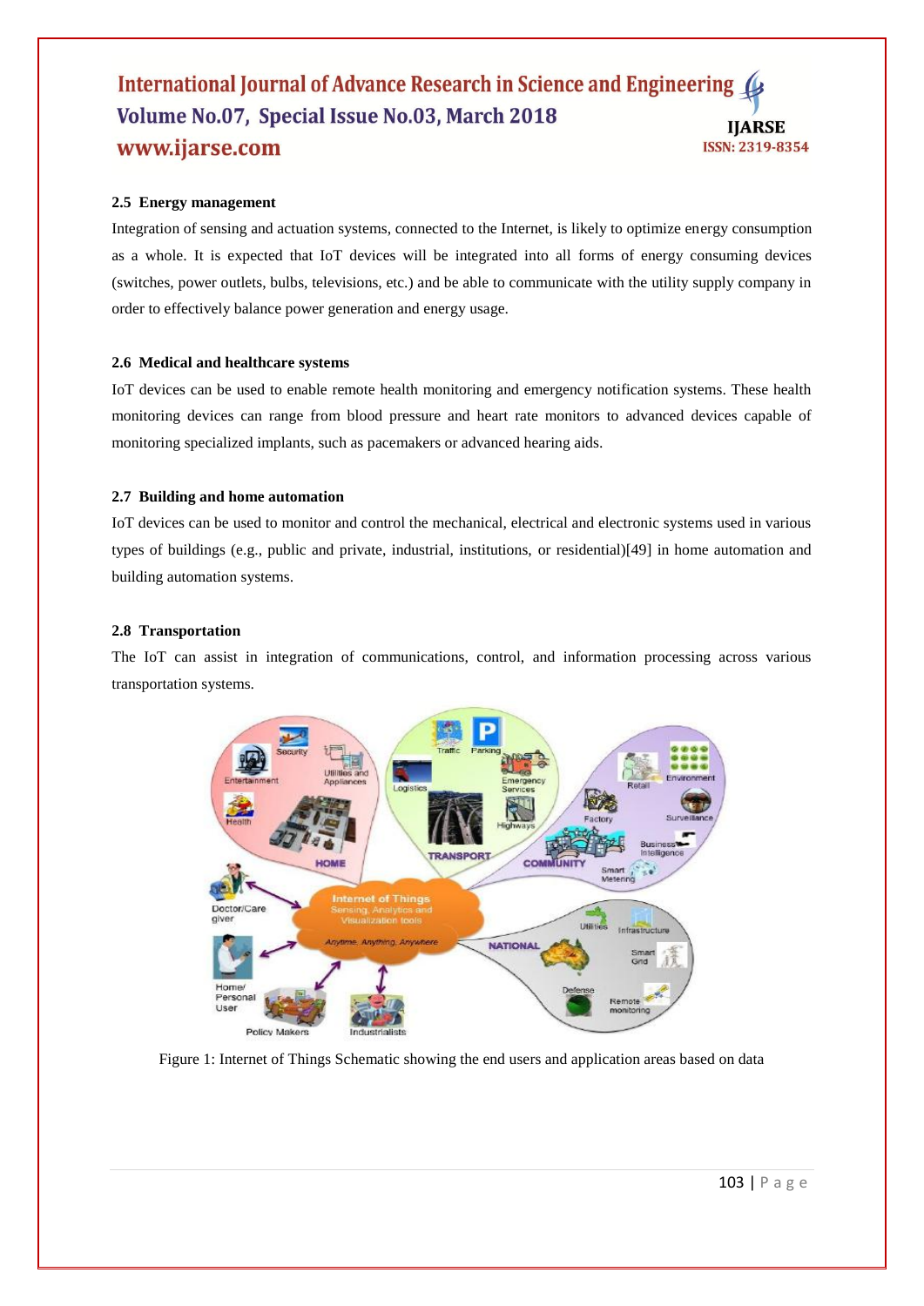### 2.5 Energy management

Integration of sensing and actuation systems, connected to the Internet, is likely to optimize energy consumption as a whole. It is expected that IoT devices will be integrated into all forms of energy consuming devices (switches, power outlets, bulbs, televisions, etc.) and be able to communicate with the utility supply company in order to effectively balance power generation and energy usage.

### 2.6 Medical and healthcare systems

IoT devices can be used to enable remote health monitoring and emergency notification systems. These health monitoring devices can range from blood pressure and heart rate monitors to advanced devices capable of monitoring specialized implants, such as pacemakers or advanced hearing aids.

### 2.7 Building and home automation

IoT devices can be used to monitor and control the mechanical, electrical and electronic systems used in various types of buildings (e.g., public and private, industrial, institutions, or residential)[49] in home automation and building automation systems.

### 2.8 Transportation

The IoT can assist in integration of communications, control, and information processing across various transportation systems.

Figure 1: Internet of Things Schematic showing the end users and application areas based on data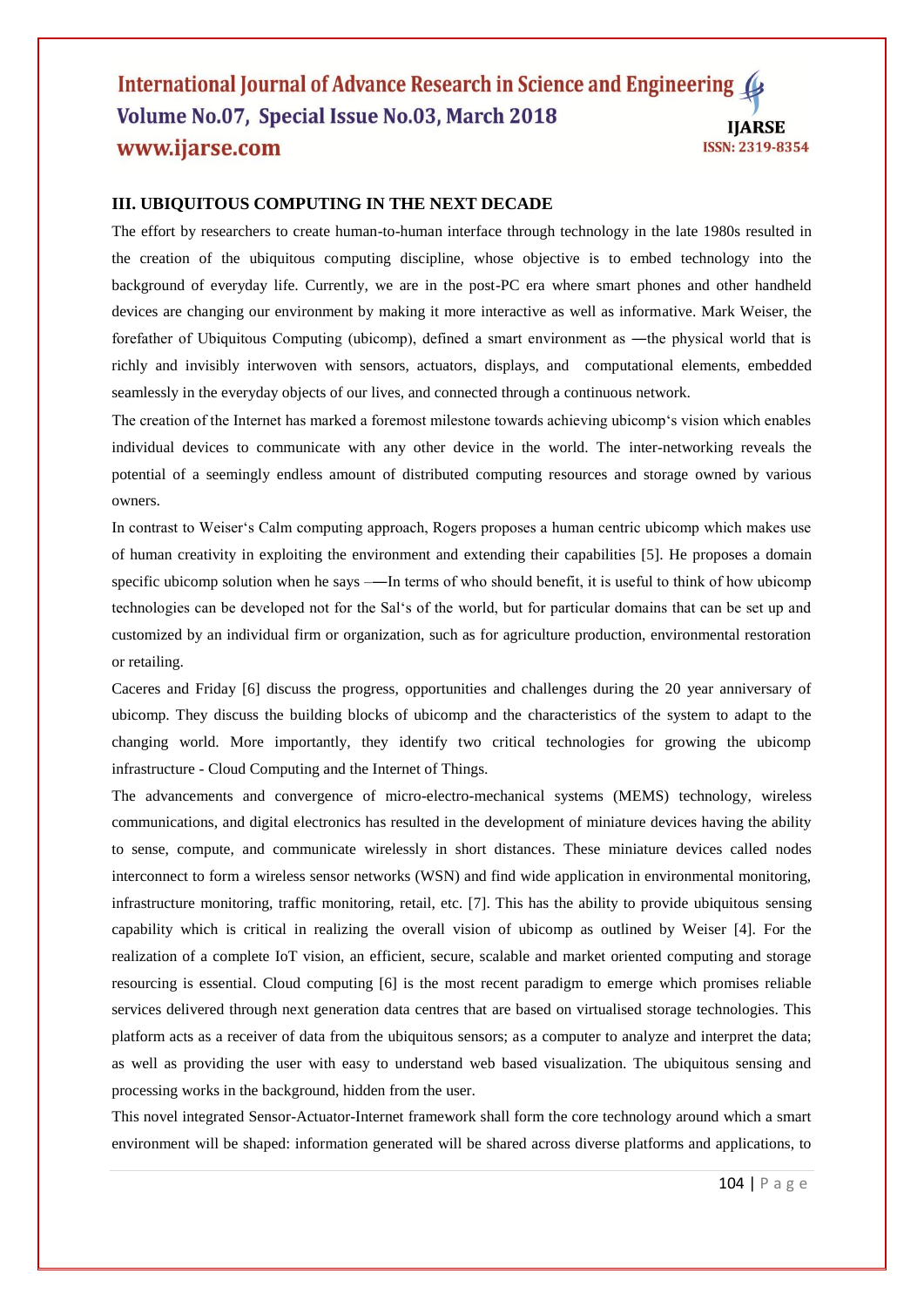## III. UBIQUITOUS COMPUTING IN THE NEXT DECADE

The effort by researchers to create human-to-human interface through technology in the late 1980s resulted in the creation of the ubiquitous computing discipline, whose objective is to embed technology into the background of everyday life. Currently, we are in the post-PC era where smart phones and other handheld devices are changing our environment by making it more interactive as well as informative. Mark Weiser, the forefather of Ubiquitous Computing (ubicomp), defined a smart environment as ―the physical world that is richly and invisibly interwoven with sensors, actuators, displays, and computational elements, embedded seamlessly in the everyday objects of our lives, and connected through a continuous network.

The creation of the Internet has marked a foremost milestone towards achieving ubicomp's vision which enables individual devices to communicate with any other device in the world. The inter-networking reveals the potential of a seemingly endless amount of distributed computing resources and storage owned by various owners.

In contrast to Weiser's Calm computing approach, Rogers proposes a human centric ubicomp which makes use of human creativity in exploiting the environment and extending their capabilities [5]. He proposes a domain specific ubicomp solution when he says –―In terms of who should benefit, it is useful to think of how ubicomp technologies can be developed not for the Sal's of the world, but for particular domains that can be set up and customized by an individual firm or organization, such as for agriculture production, environmental restoration or retailing.

Caceres and Friday [6] discuss the progress, opportunities and challenges during the 20 year anniversary of ubicomp. They discuss the building blocks of ubicomp and the characteristics of the system to adapt to the changing world. More importantly, they identify two critical technologies for growing the ubicomp infrastructure - Cloud Computing and the Internet of Things.

The advancements and convergence of micro-electro-mechanical systems (MEMS) technology, wireless communications, and digital electronics has resulted in the development of miniature devices having the ability to sense, compute, and communicate wirelessly in short distances. These miniature devices called nodes interconnect to form a wireless sensor networks (WSN) and find wide application in environmental monitoring, infrastructure monitoring, traffic monitoring, retail, etc. [7]. This has the ability to provide ubiquitous sensing capability which is critical in realizing the overall vision of ubicomp as outlined by Weiser [4]. For the realization of a complete IoT vision, an efficient, secure, scalable and market oriented computing and storage resourcing is essential. Cloud computing [6] is the most recent paradigm to emerge which promises reliable services delivered through next generation data centres that are based on virtualised storage technologies. This platform acts as a receiver of data from the ubiquitous sensors; as a computer to analyze and interpret the data; as well as providing the user with easy to understand web based visualization. The ubiquitous sensing and processing works in the background, hidden from the user.

This novel integrated Sensor-Actuator-Internet framework shall form the core technology around which a smart environment will be shaped: information generated will be shared across diverse platforms and applications, to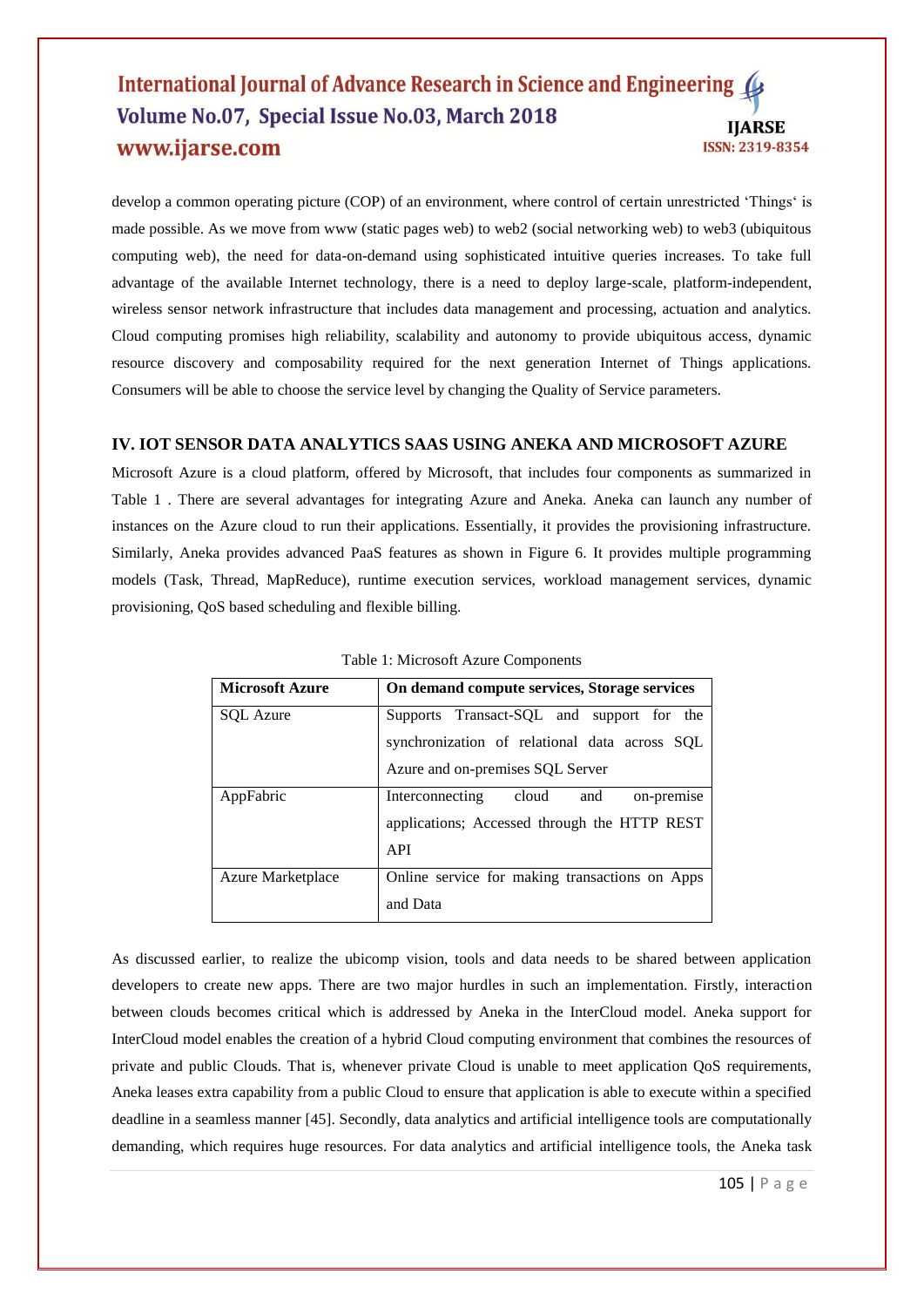develop a common operating picture (COP) of an environment, where control of certain unrestricted 'Things' is made possible. As we move from www (static pages web) to web2 (social networking web) to web3 (ubiquitous computing web), the need for data-on-demand using sophisticated intuitive queries increases. To take full advantage of the available Internet technology, there is a need to deploy large-scale, platform-independent, wireless sensor network infrastructure that includes data management and processing, actuation and analytics. Cloud computing promises high reliability, scalability and autonomy to provide ubiquitous access, dynamic resource discovery and composability required for the next generation Internet of Things applications. Consumers will be able to choose the service level by changing the Quality of Service parameters.

## IV. IOT SENSOR DATA ANALYTICS SAAS USING ANEKA AND MICROSOFT AZURE

Microsoft Azure is a cloud platform, offered by Microsoft, that includes four components as summarized in Table 1 . There are several advantages for integrating Azure and Aneka. Aneka can launch any number of instances on the Azure cloud to run their applications. Essentially, it provides the provisioning infrastructure. Similarly, Aneka provides advanced PaaS features as shown in Figure 6. It provides multiple programming models (Task, Thread, MapReduce), runtime execution services, workload management services, dynamic provisioning, QoS based scheduling and flexible billing.

Table 1: Microsoft Azure Components

| **Microsoft Azure** | **On demand compute services, Storage services** |
|---|---|
| SQL Azure | Supports Transact-SQL and support for the synchronization of relational data across SQL Azure and on-premises SQL Server |
| AppFabric | Interconnecting cloud and on-premise applications; Accessed through the HTTP REST API |
| Azure Marketplace | Online service for making transactions on Apps and Data |

As discussed earlier, to realize the ubicomp vision, tools and data needs to be shared between application developers to create new apps. There are two major hurdles in such an implementation. Firstly, interaction between clouds becomes critical which is addressed by Aneka in the InterCloud model. Aneka support for InterCloud model enables the creation of a hybrid Cloud computing environment that combines the resources of private and public Clouds. That is, whenever private Cloud is unable to meet application QoS requirements, Aneka leases extra capability from a public Cloud to ensure that application is able to execute within a specified deadline in a seamless manner [45]. Secondly, data analytics and artificial intelligence tools are computationally demanding, which requires huge resources. For data analytics and artificial intelligence tools, the Aneka task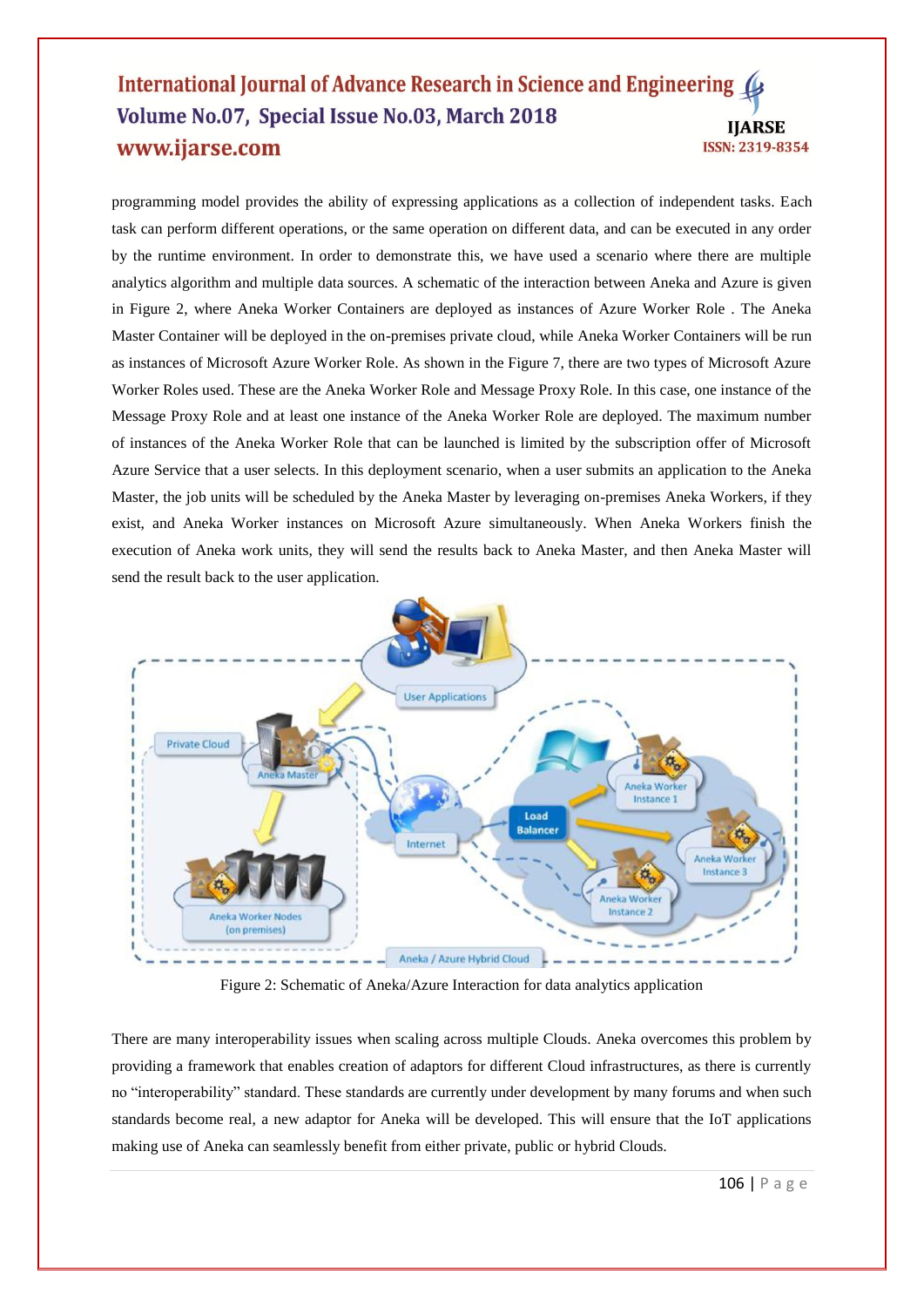programming model provides the ability of expressing applications as a collection of independent tasks. Each task can perform different operations, or the same operation on different data, and can be executed in any order by the runtime environment. In order to demonstrate this, we have used a scenario where there are multiple analytics algorithm and multiple data sources. A schematic of the interaction between Aneka and Azure is given in Figure 2, where Aneka Worker Containers are deployed as instances of Azure Worker Role . The Aneka Master Container will be deployed in the on-premises private cloud, while Aneka Worker Containers will be run as instances of Microsoft Azure Worker Role. As shown in the Figure 7, there are two types of Microsoft Azure Worker Roles used. These are the Aneka Worker Role and Message Proxy Role. In this case, one instance of the Message Proxy Role and at least one instance of the Aneka Worker Role are deployed. The maximum number of instances of the Aneka Worker Role that can be launched is limited by the subscription offer of Microsoft Azure Service that a user selects. In this deployment scenario, when a user submits an application to the Aneka Master, the job units will be scheduled by the Aneka Master by leveraging on-premises Aneka Workers, if they exist, and Aneka Worker instances on Microsoft Azure simultaneously. When Aneka Workers finish the execution of Aneka work units, they will send the results back to Aneka Master, and then Aneka Master will send the result back to the user application.

Figure 2: Schematic of Aneka/Azure Interaction for data analytics application

There are many interoperability issues when scaling across multiple Clouds. Aneka overcomes this problem by providing a framework that enables creation of adaptors for different Cloud infrastructures, as there is currently no "interoperability" standard. These standards are currently under development by many forums and when such standards become real, a new adaptor for Aneka will be developed. This will ensure that the IoT applications making use of Aneka can seamlessly benefit from either private, public or hybrid Clouds.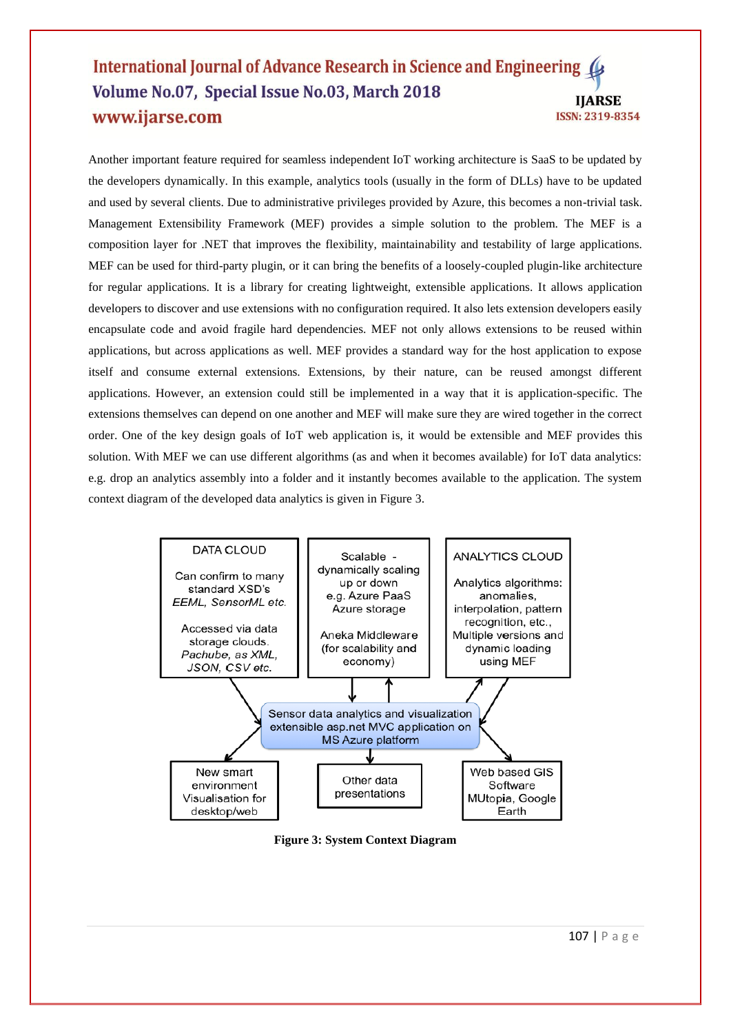Another important feature required for seamless independent IoT working architecture is SaaS to be updated by the developers dynamically. In this example, analytics tools (usually in the form of DLLs) have to be updated and used by several clients. Due to administrative privileges provided by Azure, this becomes a non-trivial task. Management Extensibility Framework (MEF) provides a simple solution to the problem. The MEF is a composition layer for .NET that improves the flexibility, maintainability and testability of large applications. MEF can be used for third-party plugin, or it can bring the benefits of a loosely-coupled plugin-like architecture for regular applications. It is a library for creating lightweight, extensible applications. It allows application developers to discover and use extensions with no configuration required. It also lets extension developers easily encapsulate code and avoid fragile hard dependencies. MEF not only allows extensions to be reused within applications, but across applications as well. MEF provides a standard way for the host application to expose itself and consume external extensions. Extensions, by their nature, can be reused amongst different applications. However, an extension could still be implemented in a way that it is application-specific. The extensions themselves can depend on one another and MEF will make sure they are wired together in the correct order. One of the key design goals of IoT web application is, it would be extensible and MEF provides this solution. With MEF we can use different algorithms (as and when it becomes available) for IoT data analytics: e.g. drop an analytics assembly into a folder and it instantly becomes available to the application. The system context diagram of the developed data analytics is given in Figure 3.

**Figure 3: System Context Diagram**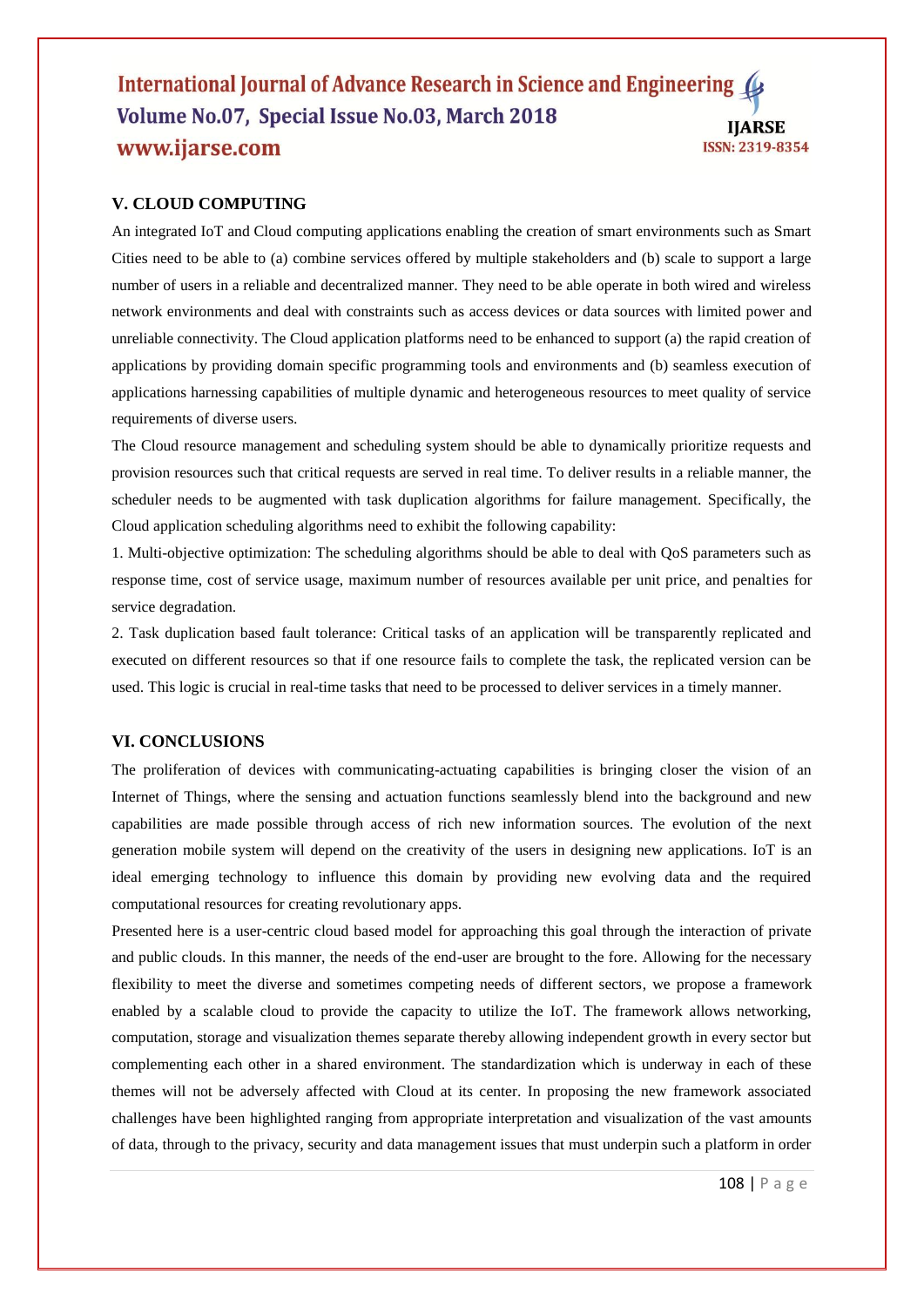## V. CLOUD COMPUTING

An integrated IoT and Cloud computing applications enabling the creation of smart environments such as Smart Cities need to be able to (a) combine services offered by multiple stakeholders and (b) scale to support a large number of users in a reliable and decentralized manner. They need to be able operate in both wired and wireless network environments and deal with constraints such as access devices or data sources with limited power and unreliable connectivity. The Cloud application platforms need to be enhanced to support (a) the rapid creation of applications by providing domain specific programming tools and environments and (b) seamless execution of applications harnessing capabilities of multiple dynamic and heterogeneous resources to meet quality of service requirements of diverse users.

The Cloud resource management and scheduling system should be able to dynamically prioritize requests and provision resources such that critical requests are served in real time. To deliver results in a reliable manner, the scheduler needs to be augmented with task duplication algorithms for failure management. Specifically, the Cloud application scheduling algorithms need to exhibit the following capability:

1. Multi-objective optimization: The scheduling algorithms should be able to deal with QoS parameters such as response time, cost of service usage, maximum number of resources available per unit price, and penalties for service degradation.
2. Task duplication based fault tolerance: Critical tasks of an application will be transparently replicated and executed on different resources so that if one resource fails to complete the task, the replicated version can be used. This logic is crucial in real-time tasks that need to be processed to deliver services in a timely manner.

## VI. CONCLUSIONS

The proliferation of devices with communicating-actuating capabilities is bringing closer the vision of an Internet of Things, where the sensing and actuation functions seamlessly blend into the background and new capabilities are made possible through access of rich new information sources. The evolution of the next generation mobile system will depend on the creativity of the users in designing new applications. IoT is an ideal emerging technology to influence this domain by providing new evolving data and the required computational resources for creating revolutionary apps.

Presented here is a user-centric cloud based model for approaching this goal through the interaction of private and public clouds. In this manner, the needs of the end-user are brought to the fore. Allowing for the necessary flexibility to meet the diverse and sometimes competing needs of different sectors, we propose a framework enabled by a scalable cloud to provide the capacity to utilize the IoT. The framework allows networking, computation, storage and visualization themes separate thereby allowing independent growth in every sector but complementing each other in a shared environment. The standardization which is underway in each of these themes will not be adversely affected with Cloud at its center. In proposing the new framework associated challenges have been highlighted ranging from appropriate interpretation and visualization of the vast amounts of data, through to the privacy, security and data management issues that must underpin such a platform in order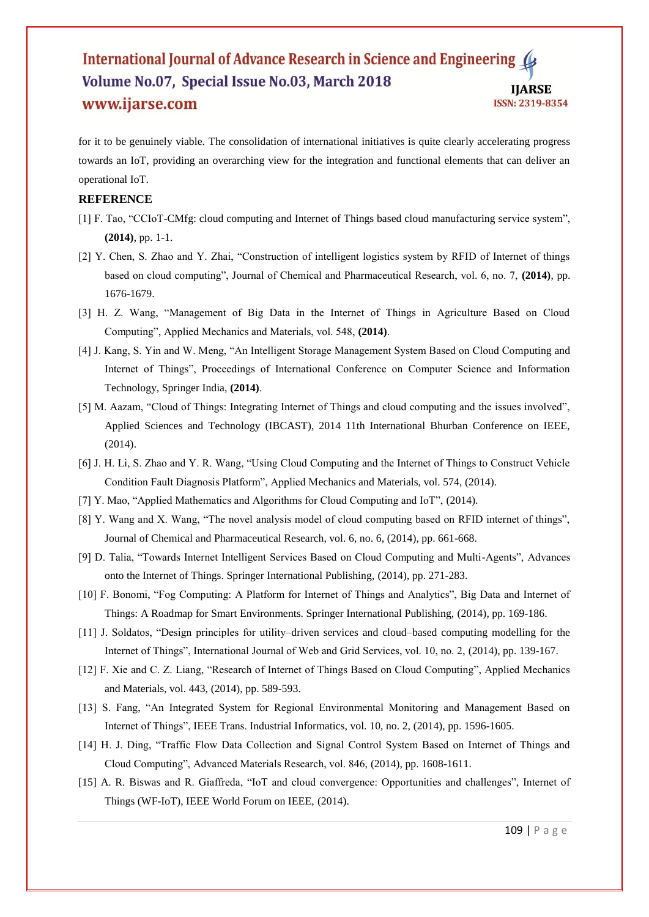for it to be genuinely viable. The consolidation of international initiatives is quite clearly accelerating progress towards an IoT, providing an overarching view for the integration and functional elements that can deliver an operational IoT.

## REFERENCE

[1] F. Tao, "CCIoT-CMfg: cloud computing and Internet of Things based cloud manufacturing service system", **(2014)**, pp. 1-1.

[2] Y. Chen, S. Zhao and Y. Zhai, "Construction of intelligent logistics system by RFID of Internet of things based on cloud computing", Journal of Chemical and Pharmaceutical Research, vol. 6, no. 7, **(2014)**, pp. 1676-1679.

[3] H. Z. Wang, "Management of Big Data in the Internet of Things in Agriculture Based on Cloud Computing", Applied Mechanics and Materials, vol. 548, **(2014)**.

[4] J. Kang, S. Yin and W. Meng, "An Intelligent Storage Management System Based on Cloud Computing and Internet of Things", Proceedings of International Conference on Computer Science and Information Technology, Springer India, **(2014)**.

[5] M. Aazam, "Cloud of Things: Integrating Internet of Things and cloud computing and the issues involved", Applied Sciences and Technology (IBCAST), 2014 11th International Bhurban Conference on IEEE, (2014).

[6] J. H. Li, S. Zhao and Y. R. Wang, "Using Cloud Computing and the Internet of Things to Construct Vehicle Condition Fault Diagnosis Platform", Applied Mechanics and Materials, vol. 574, (2014).

[7] Y. Mao, "Applied Mathematics and Algorithms for Cloud Computing and IoT", (2014).

[8] Y. Wang and X. Wang, "The novel analysis model of cloud computing based on RFID internet of things", Journal of Chemical and Pharmaceutical Research, vol. 6, no. 6, (2014), pp. 661-668.

[9] D. Talia, "Towards Internet Intelligent Services Based on Cloud Computing and Multi-Agents", Advances onto the Internet of Things. Springer International Publishing, (2014), pp. 271-283.

[10] F. Bonomi, "Fog Computing: A Platform for Internet of Things and Analytics", Big Data and Internet of Things: A Roadmap for Smart Environments. Springer International Publishing, (2014), pp. 169-186.

[11] J. Soldatos, "Design principles for utility–driven services and cloud–based computing modelling for the Internet of Things", International Journal of Web and Grid Services, vol. 10, no. 2, (2014), pp. 139-167.

[12] F. Xie and C. Z. Liang, "Research of Internet of Things Based on Cloud Computing", Applied Mechanics and Materials, vol. 443, (2014), pp. 589-593.

[13] S. Fang, "An Integrated System for Regional Environmental Monitoring and Management Based on Internet of Things", IEEE Trans. Industrial Informatics, vol. 10, no. 2, (2014), pp. 1596-1605.

[14] H. J. Ding, "Traffic Flow Data Collection and Signal Control System Based on Internet of Things and Cloud Computing", Advanced Materials Research, vol. 846, (2014), pp. 1608-1611.

[15] A. R. Biswas and R. Giaffreda, "IoT and cloud convergence: Opportunities and challenges", Internet of Things (WF-IoT), IEEE World Forum on IEEE, (2014).